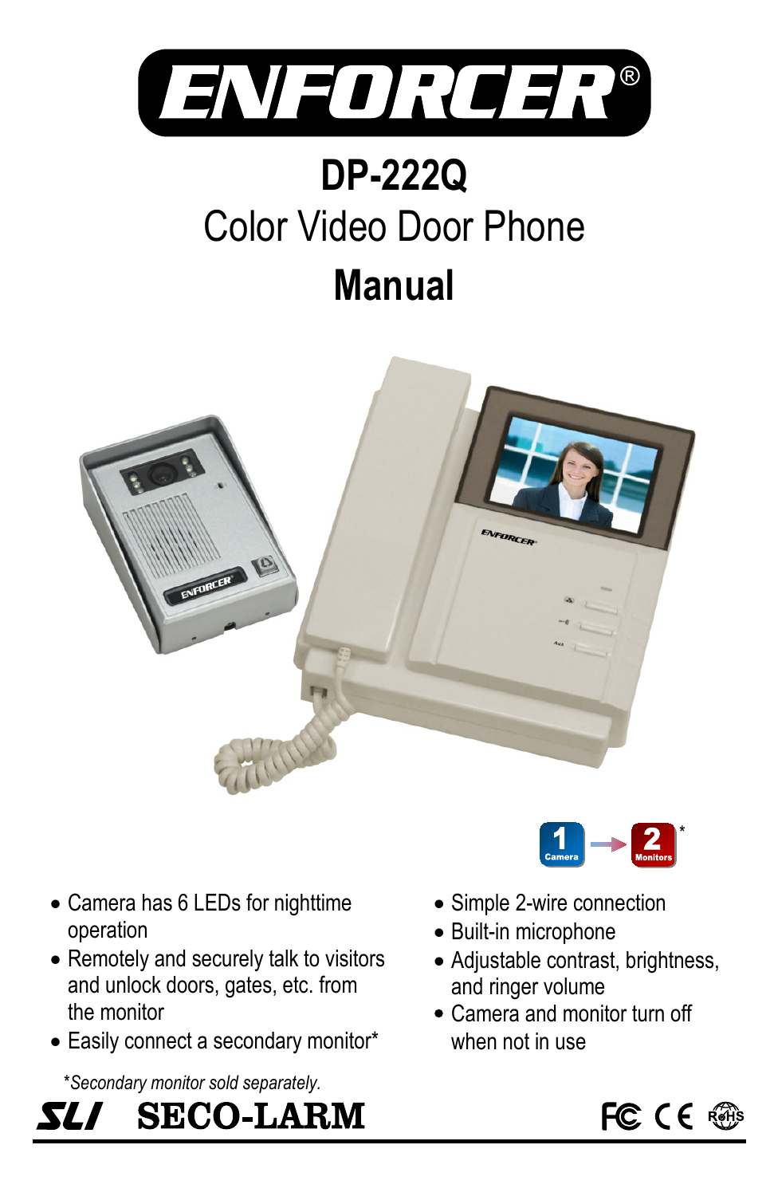# ENFORCER®

# DP-222Q

## Color Video Door Phone

# Manual

1 Camera → 2 Monitors*

- Camera has 6 LEDs for nighttime operation
- Remotely and securely talk to visitors and unlock doors, gates, etc. from the monitor
- Easily connect a secondary monitor*
- Simple 2-wire connection
- Built-in microphone
- Adjustable contrast, brightness, and ringer volume
- Camera and monitor turn off when not in use

*\*Secondary monitor sold separately.*

SLI SECO-LARM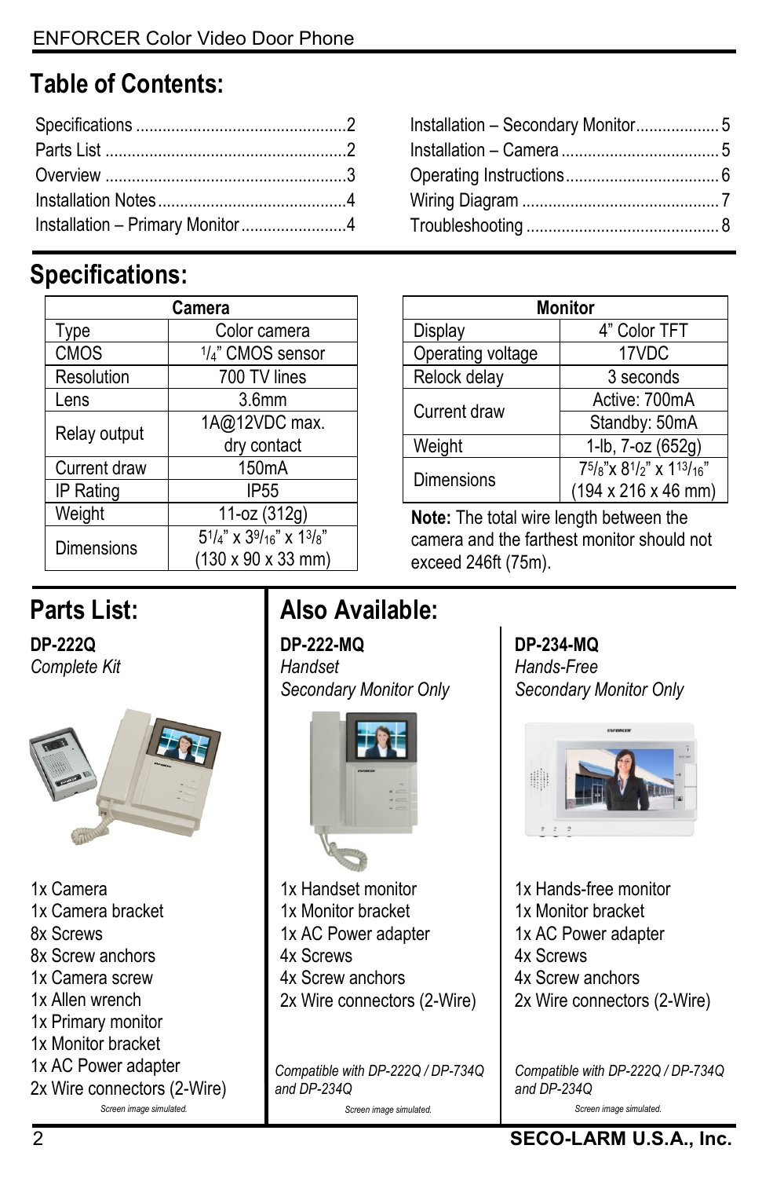## Table of Contents:

| | |
|---|---|
| Specifications | 2 |
| Parts List | 2 |
| Overview | 3 |
| Installation Notes | 4 |
| Installation – Primary Monitor | 4 |
| Installation – Secondary Monitor | 5 |
| Installation – Camera | 5 |
| Operating Instructions | 6 |
| Wiring Diagram | 7 |
| Troubleshooting | 8 |

## Specifications:

| Camera | |
|---|---|
| Type | Color camera |
| CMOS | $^{1}/_{4}$" CMOS sensor |
| Resolution | 700 TV lines |
| Lens | 3.6mm |
| Relay output | 1A@12VDC max. dry contact |
| Current draw | 150mA |
| IP Rating | IP55 |
| Weight | 11-oz (312g) |
| Dimensions | $5^{1}/_{4}$" x $3^{9}/_{16}$" x $1^{3}/_{8}$" (130 x 90 x 33 mm) |

| Monitor | | |
|---|---|---|
| Display | 4" Color TFT | |
| Operating voltage | 17VDC | |
| Relock delay | 3 seconds | |
| Current draw | Active: 700mA | |
| | Standby: 50mA | |
| Weight | 1-lb, 7-oz (652g) | |
| Dimensions | $7^{5}/_{8}$"x $8^{1}/_{2}$" x $1^{13}/_{16}$" (194 x 216 x 46 mm) | |

**Note:** The total wire length between the camera and the farthest monitor should not exceed 246ft (75m).

## Parts List:

**DP-222Q**
*Complete Kit*

1x Camera
1x Camera bracket
8x Screws
8x Screw anchors
1x Camera screw
1x Allen wrench
1x Primary monitor
1x Monitor bracket
1x AC Power adapter
2x Wire connectors (2-Wire)

*Screen image simulated.*

## Also Available:

**DP-222-MQ**
*Handset*
*Secondary Monitor Only*

1x Handset monitor
1x Monitor bracket
1x AC Power adapter
4x Screws
4x Screw anchors
2x Wire connectors (2-Wire)

*Compatible with DP-222Q / DP-734Q and DP-234Q*

*Screen image simulated.*

**DP-234-MQ**
*Hands-Free*
*Secondary Monitor Only*

1x Hands-free monitor
1x Monitor bracket
1x AC Power adapter
4x Screws
4x Screw anchors
2x Wire connectors (2-Wire)

*Compatible with DP-222Q / DP-734Q and DP-234Q*

*Screen image simulated.*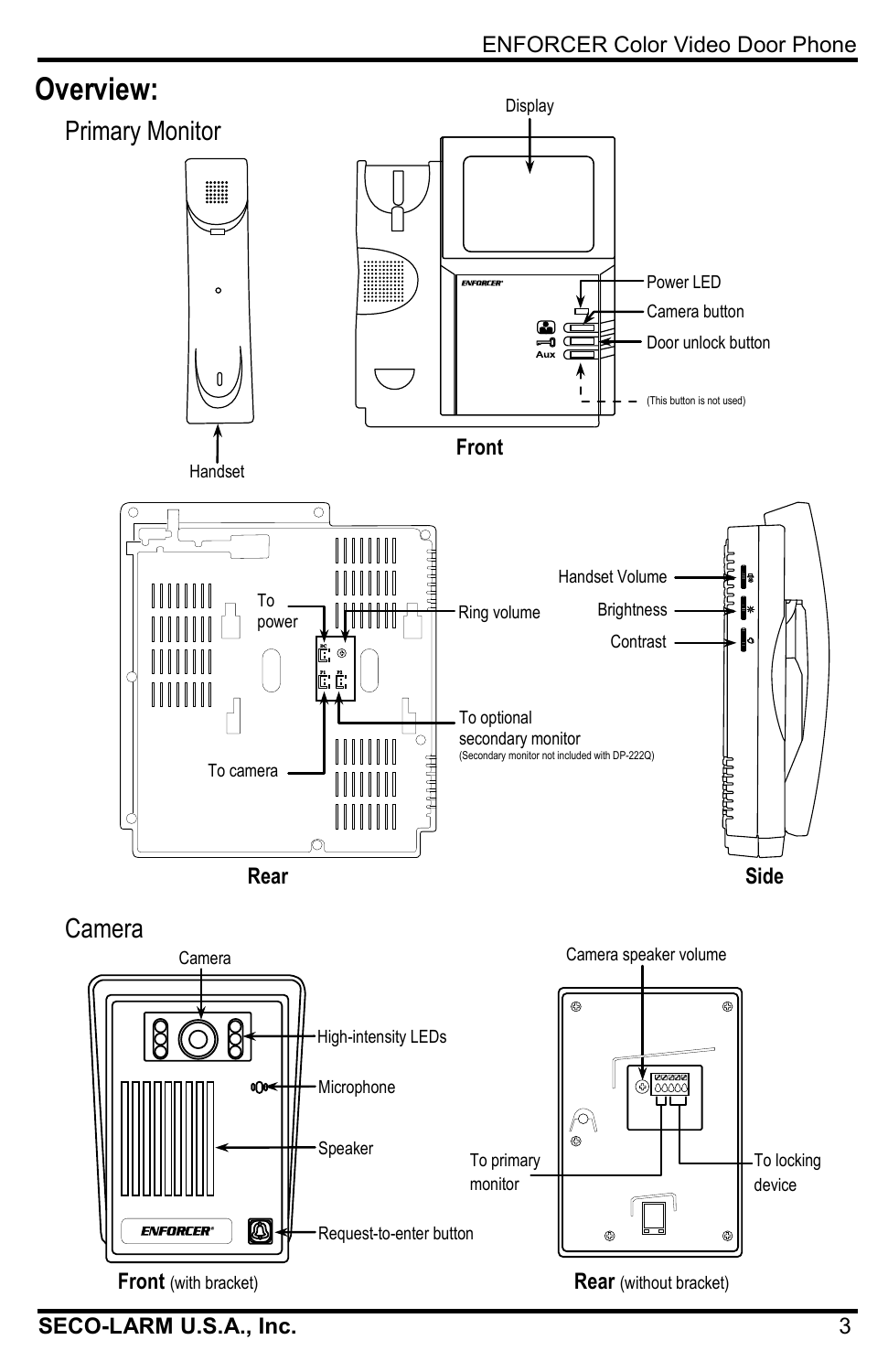# Overview:

## Primary Monitor

Display

Power LED

Camera button

Door unlock button

(This button is not used)

Handset

**Front**

To power

Ring volume

To optional secondary monitor
(Secondary monitor not included with DP-222Q)

To camera

**Rear**

Handset Volume

Brightness

Contrast

**Side**

## Camera

Camera

High-intensity LEDs

Microphone

Speaker

Request-to-enter button

**Front** (with bracket)

Camera speaker volume

To primary monitor

To locking device

**Rear** (without bracket)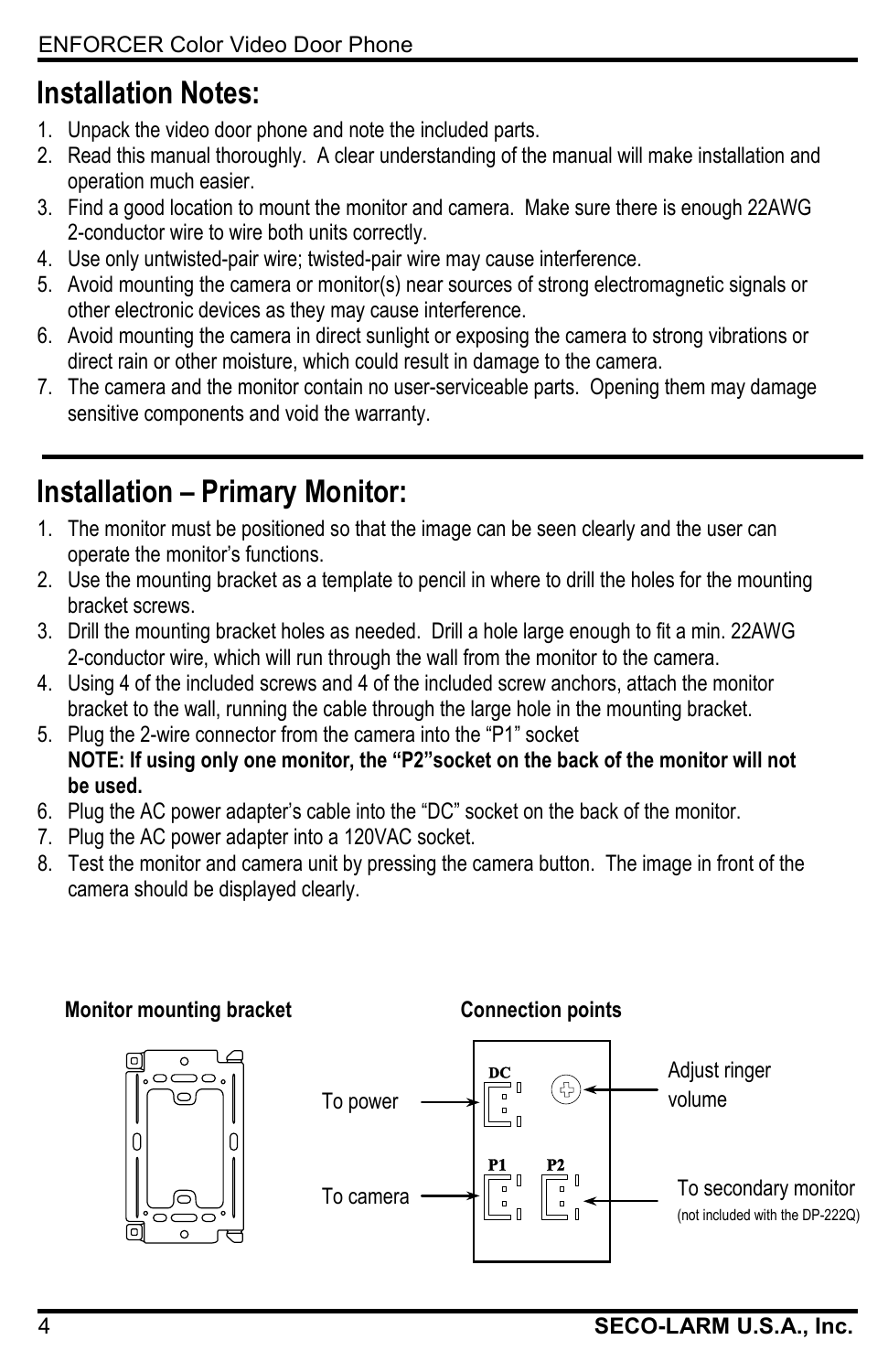# Installation Notes:

1. Unpack the video door phone and note the included parts.
2. Read this manual thoroughly. A clear understanding of the manual will make installation and operation much easier.
3. Find a good location to mount the monitor and camera. Make sure there is enough 22AWG 2-conductor wire to wire both units correctly.
4. Use only untwisted-pair wire; twisted-pair wire may cause interference.
5. Avoid mounting the camera or monitor(s) near sources of strong electromagnetic signals or other electronic devices as they may cause interference.
6. Avoid mounting the camera in direct sunlight or exposing the camera to strong vibrations or direct rain or other moisture, which could result in damage to the camera.
7. The camera and the monitor contain no user-serviceable parts. Opening them may damage sensitive components and void the warranty.

# Installation – Primary Monitor:

1. The monitor must be positioned so that the image can be seen clearly and the user can operate the monitor's functions.
2. Use the mounting bracket as a template to pencil in where to drill the holes for the mounting bracket screws.
3. Drill the mounting bracket holes as needed. Drill a hole large enough to fit a min. 22AWG 2-conductor wire, which will run through the wall from the monitor to the camera.
4. Using 4 of the included screws and 4 of the included screw anchors, attach the monitor bracket to the wall, running the cable through the large hole in the mounting bracket.
5. Plug the 2-wire connector from the camera into the "P1" socket
   **NOTE: If using only one monitor, the "P2"socket on the back of the monitor will not be used.**
6. Plug the AC power adapter's cable into the "DC" socket on the back of the monitor.
7. Plug the AC power adapter into a 120VAC socket.
8. Test the monitor and camera unit by pressing the camera button. The image in front of the camera should be displayed clearly.

**Monitor mounting bracket**

**Connection points**

DC — To power

Adjust ringer volume

P1 — To camera

P2 — To secondary monitor (not included with the DP-222Q)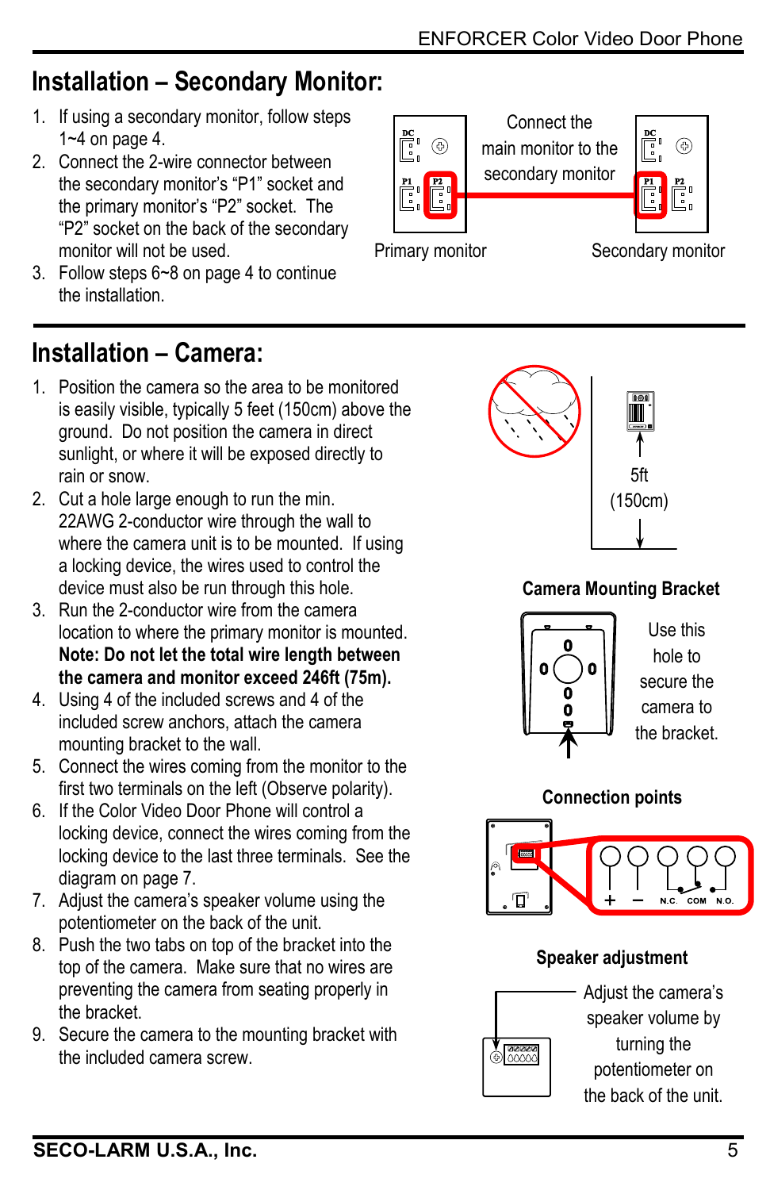## Installation – Secondary Monitor:

1. If using a secondary monitor, follow steps 1~4 on page 4.
2. Connect the 2-wire connector between the secondary monitor's "P1" socket and the primary monitor's "P2" socket. The "P2" socket on the back of the secondary monitor will not be used.
3. Follow steps 6~8 on page 4 to continue the installation.

Connect the main monitor to the secondary monitor

Primary monitor

Secondary monitor

## Installation – Camera:

1. Position the camera so the area to be monitored is easily visible, typically 5 feet (150cm) above the ground. Do not position the camera in direct sunlight, or where it will be exposed directly to rain or snow.
2. Cut a hole large enough to run the min. 22AWG 2-conductor wire through the wall to where the camera unit is to be mounted. If using a locking device, the wires used to control the device must also be run through this hole.
3. Run the 2-conductor wire from the camera location to where the primary monitor is mounted. **Note: Do not let the total wire length between the camera and monitor exceed 246ft (75m).**
4. Using 4 of the included screws and 4 of the included screw anchors, attach the camera mounting bracket to the wall.
5. Connect the wires coming from the monitor to the first two terminals on the left (Observe polarity).
6. If the Color Video Door Phone will control a locking device, connect the wires coming from the locking device to the last three terminals. See the diagram on page 7.
7. Adjust the camera's speaker volume using the potentiometer on the back of the unit.
8. Push the two tabs on top of the bracket into the top of the camera. Make sure that no wires are preventing the camera from seating properly in the bracket.
9. Secure the camera to the mounting bracket with the included camera screw.

5ft (150cm)

**Camera Mounting Bracket**

Use this hole to secure the camera to the bracket.

**Connection points**

+ – N.C. COM N.O.

**Speaker adjustment**

Adjust the camera's speaker volume by turning the potentiometer on the back of the unit.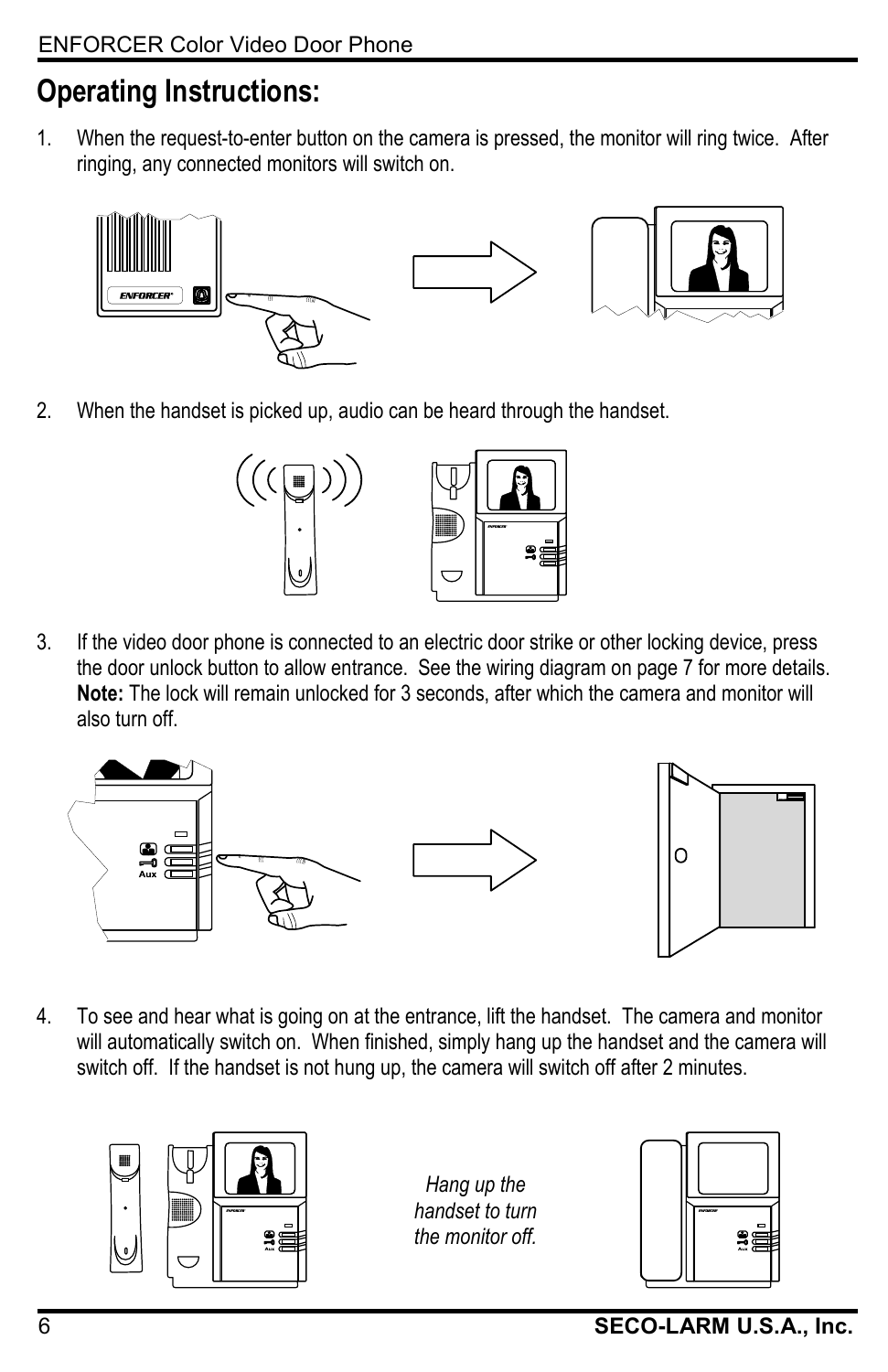# Operating Instructions:

1. When the request-to-enter button on the camera is pressed, the monitor will ring twice. After ringing, any connected monitors will switch on.

2. When the handset is picked up, audio can be heard through the handset.

3. If the video door phone is connected to an electric door strike or other locking device, press the door unlock button to allow entrance. See the wiring diagram on page 7 for more details. **Note:** The lock will remain unlocked for 3 seconds, after which the camera and monitor will also turn off.

4. To see and hear what is going on at the entrance, lift the handset. The camera and monitor will automatically switch on. When finished, simply hang up the handset and the camera will switch off. If the handset is not hung up, the camera will switch off after 2 minutes.

*Hang up the handset to turn the monitor off.*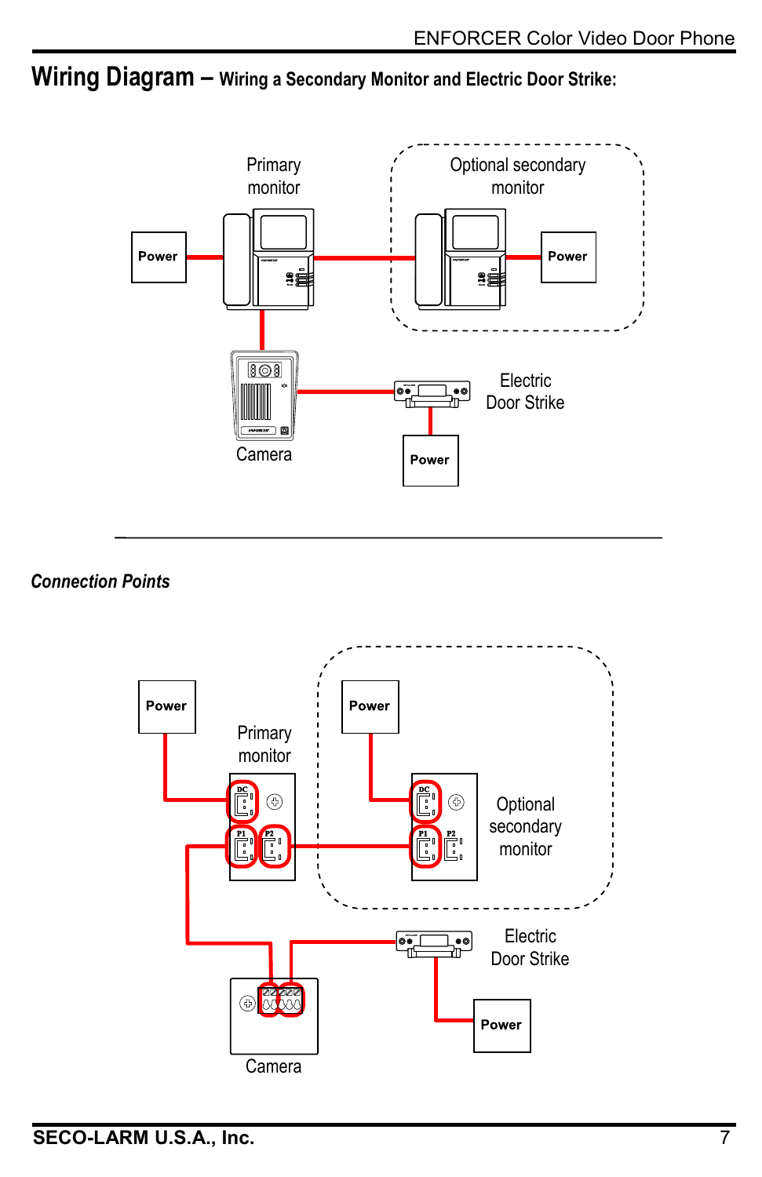# Wiring Diagram – Wiring a Secondary Monitor and Electric Door Strike:

Primary monitor

Optional secondary monitor

Power

Power

Camera

Electric Door Strike

Power

---

***Connection Points***

Power

Primary monitor

Power

DC

P1

P2

DC

P1

P2

Optional secondary monitor

Electric Door Strike

Camera

Power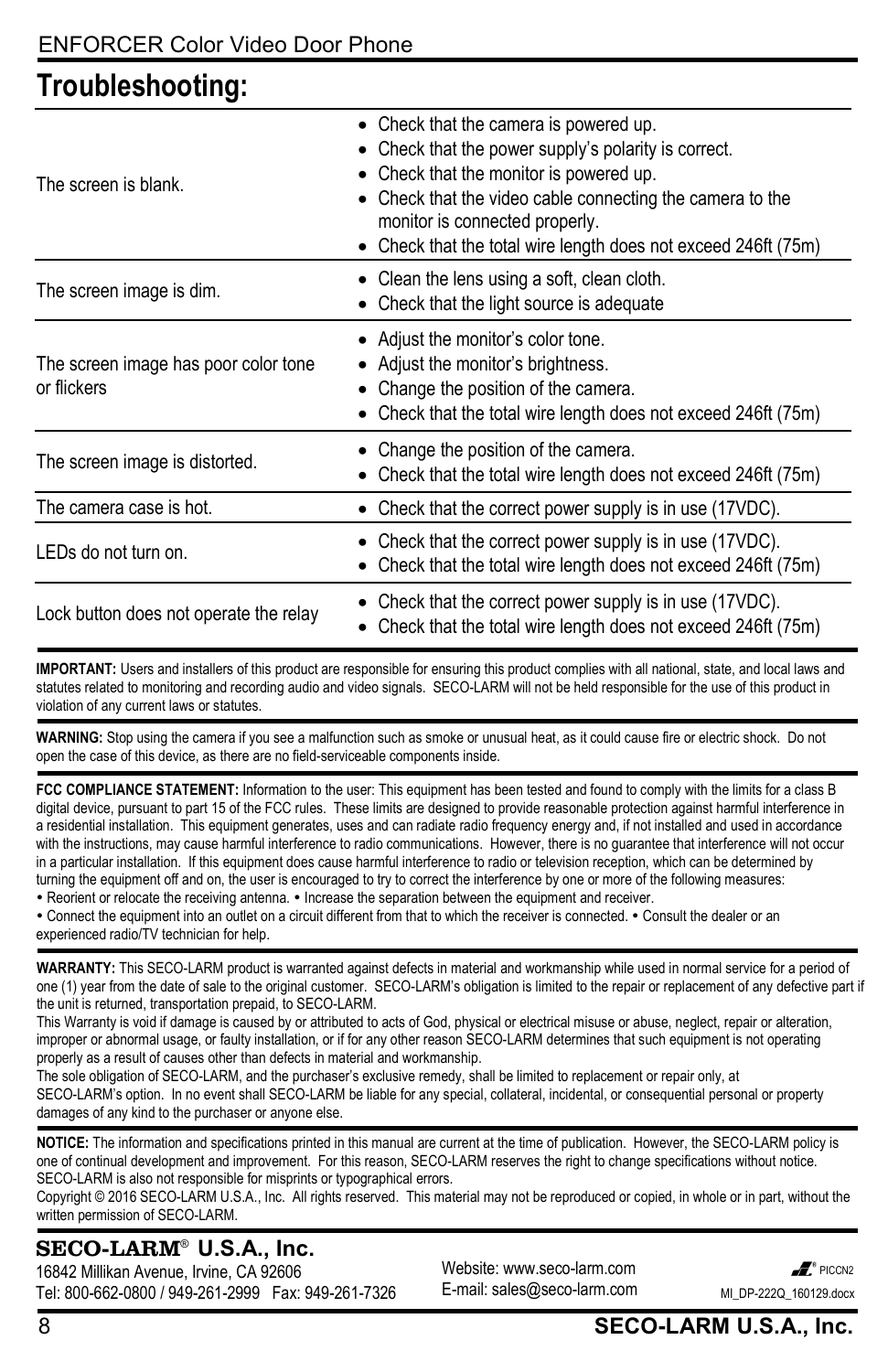# Troubleshooting:

| | |
|---|---|
| The screen is blank. | • Check that the camera is powered up.<br>• Check that the power supply's polarity is correct.<br>• Check that the monitor is powered up.<br>• Check that the video cable connecting the camera to the monitor is connected properly.<br>• Check that the total wire length does not exceed 246ft (75m) |
| The screen image is dim. | • Clean the lens using a soft, clean cloth.<br>• Check that the light source is adequate |
| The screen image has poor color tone or flickers | • Adjust the monitor's color tone.<br>• Adjust the monitor's brightness.<br>• Change the position of the camera.<br>• Check that the total wire length does not exceed 246ft (75m) |
| The screen image is distorted. | • Change the position of the camera.<br>• Check that the total wire length does not exceed 246ft (75m) |
| The camera case is hot. | • Check that the correct power supply is in use (17VDC). |
| LEDs do not turn on. | • Check that the correct power supply is in use (17VDC).<br>• Check that the total wire length does not exceed 246ft (75m) |
| Lock button does not operate the relay | • Check that the correct power supply is in use (17VDC).<br>• Check that the total wire length does not exceed 246ft (75m) |

**IMPORTANT:** Users and installers of this product are responsible for ensuring this product complies with all national, state, and local laws and statutes related to monitoring and recording audio and video signals. SECO-LARM will not be held responsible for the use of this product in violation of any current laws or statutes.

**WARNING:** Stop using the camera if you see a malfunction such as smoke or unusual heat, as it could cause fire or electric shock. Do not open the case of this device, as there are no field-serviceable components inside.

**FCC COMPLIANCE STATEMENT:** Information to the user: This equipment has been tested and found to comply with the limits for a class B digital device, pursuant to part 15 of the FCC rules. These limits are designed to provide reasonable protection against harmful interference in a residential installation. This equipment generates, uses and can radiate radio frequency energy and, if not installed and used in accordance with the instructions, may cause harmful interference to radio communications. However, there is no guarantee that interference will not occur in a particular installation. If this equipment does cause harmful interference to radio or television reception, which can be determined by turning the equipment off and on, the user is encouraged to try to correct the interference by one or more of the following measures:
• Reorient or relocate the receiving antenna. • Increase the separation between the equipment and receiver.
• Connect the equipment into an outlet on a circuit different from that to which the receiver is connected. • Consult the dealer or an experienced radio/TV technician for help.

**WARRANTY:** This SECO-LARM product is warranted against defects in material and workmanship while used in normal service for a period of one (1) year from the date of sale to the original customer. SECO-LARM's obligation is limited to the repair or replacement of any defective part if the unit is returned, transportation prepaid, to SECO-LARM.
This Warranty is void if damage is caused by or attributed to acts of God, physical or electrical misuse or abuse, neglect, repair or alteration, improper or abnormal usage, or faulty installation, or if for any other reason SECO-LARM determines that such equipment is not operating properly as a result of causes other than defects in material and workmanship.
The sole obligation of SECO-LARM, and the purchaser's exclusive remedy, shall be limited to replacement or repair only, at SECO-LARM's option. In no event shall SECO-LARM be liable for any special, collateral, incidental, or consequential personal or property damages of any kind to the purchaser or anyone else.

**NOTICE:** The information and specifications printed in this manual are current at the time of publication. However, the SECO-LARM policy is one of continual development and improvement. For this reason, SECO-LARM reserves the right to change specifications without notice. SECO-LARM is also not responsible for misprints or typographical errors.
Copyright © 2016 SECO-LARM U.S.A., Inc. All rights reserved. This material may not be reproduced or copied, in whole or in part, without the written permission of SECO-LARM.

**SECO-LARM® U.S.A., Inc.**
16842 Millikan Avenue, Irvine, CA 92606
Tel: 800-662-0800 / 949-261-2999 Fax: 949-261-7326

Website: www.seco-larm.com
E-mail: sales@seco-larm.com

PICCN2
MI_DP-222Q_160129.docx